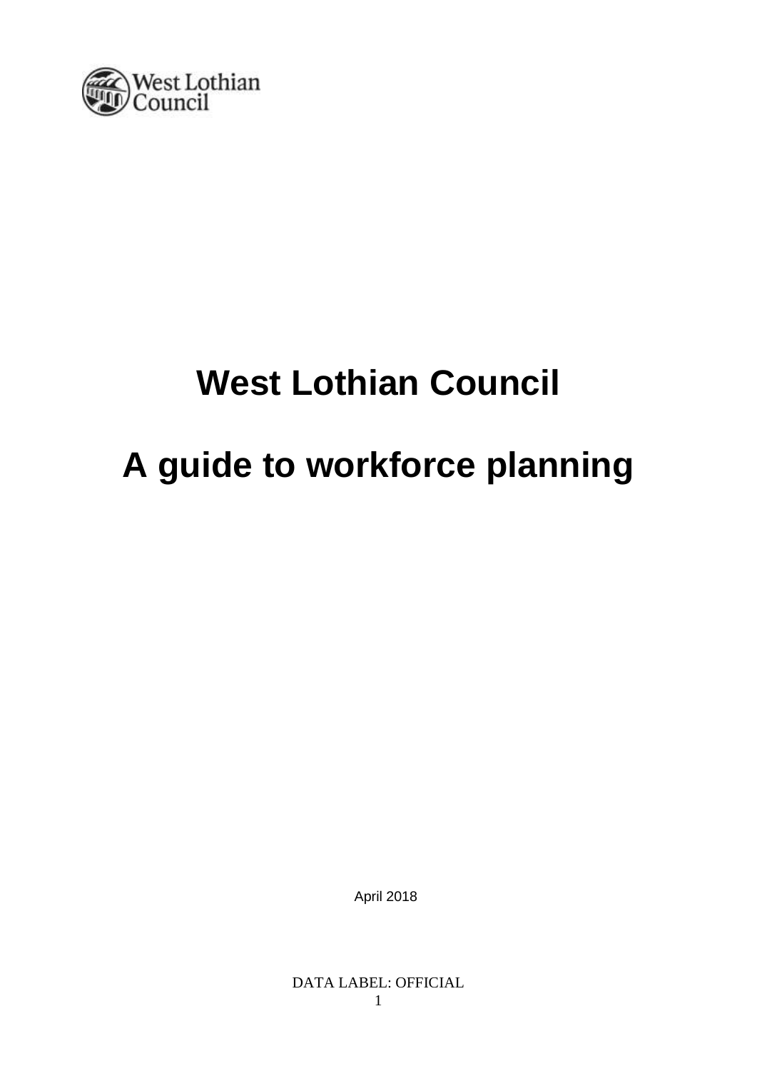# West Lothian Council

# A guide to workforce planning

April 2018

DATA LABEL: OFFICIAL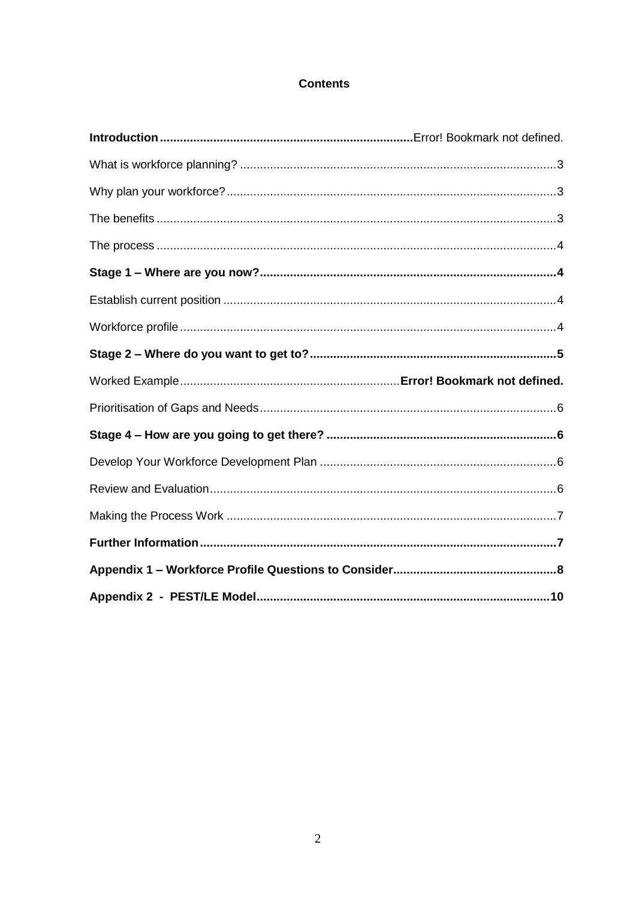**Contents**

**Introduction** ........................................................................... Error! Bookmark not defined.

What is workforce planning? ........................................................................................ 3

Why plan your workforce? ............................................................................................ 3

The benefits ................................................................................................................. 3

The process .................................................................................................................. 4

**Stage 1 – Where are you now?** ................................................................................ **4**

Establish current position ............................................................................................. 4

Workforce profile .......................................................................................................... 4

**Stage 2 – Where do you want to get to?** .................................................................... **5**

Worked Example ................................................................. **Error! Bookmark not defined.**

Prioritisation of Gaps and Needs .................................................................................. 6

**Stage 4 – How are you going to get there?** ................................................................ **6**

Develop Your Workforce Development Plan ................................................................. 6

Review and Evaluation ................................................................................................. 6

Making the Process Work ............................................................................................ 7

**Further Information** ................................................................................................... **7**

**Appendix 1 – Workforce Profile Questions to Consider** .............................................. **8**

**Appendix 2 - PEST/LE Model** .................................................................................. **10**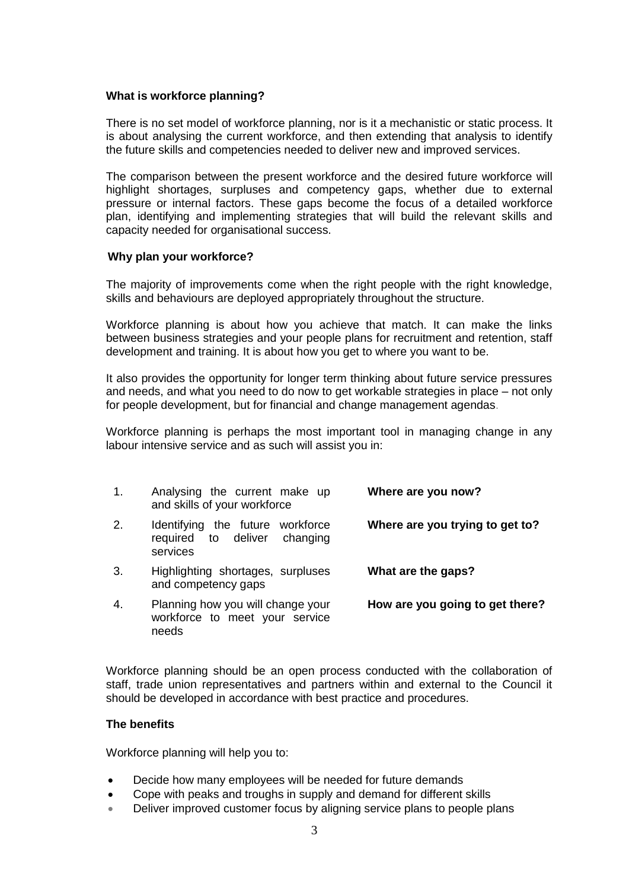### What is workforce planning?

There is no set model of workforce planning, nor is it a mechanistic or static process. It is about analysing the current workforce, and then extending that analysis to identify the future skills and competencies needed to deliver new and improved services.

The comparison between the present workforce and the desired future workforce will highlight shortages, surpluses and competency gaps, whether due to external pressure or internal factors. These gaps become the focus of a detailed workforce plan, identifying and implementing strategies that will build the relevant skills and capacity needed for organisational success.

### Why plan your workforce?

The majority of improvements come when the right people with the right knowledge, skills and behaviours are deployed appropriately throughout the structure.

Workforce planning is about how you achieve that match. It can make the links between business strategies and your people plans for recruitment and retention, staff development and training. It is about how you get to where you want to be.

It also provides the opportunity for longer term thinking about future service pressures and needs, and what you need to do now to get workable strategies in place – not only for people development, but for financial and change management agendas.

Workforce planning is perhaps the most important tool in managing change in any labour intensive service and as such will assist you in:

| | | |
|---|---|---|
| 1. | Analysing the current make up and skills of your workforce | **Where are you now?** |
| 2. | Identifying the future workforce required to deliver changing services | **Where are you trying to get to?** |
| 3. | Highlighting shortages, surpluses and competency gaps | **What are the gaps?** |
| 4. | Planning how you will change your workforce to meet your service needs | **How are you going to get there?** |

Workforce planning should be an open process conducted with the collaboration of staff, trade union representatives and partners within and external to the Council it should be developed in accordance with best practice and procedures.

### The benefits

Workforce planning will help you to:

- Decide how many employees will be needed for future demands
- Cope with peaks and troughs in supply and demand for different skills
- Deliver improved customer focus by aligning service plans to people plans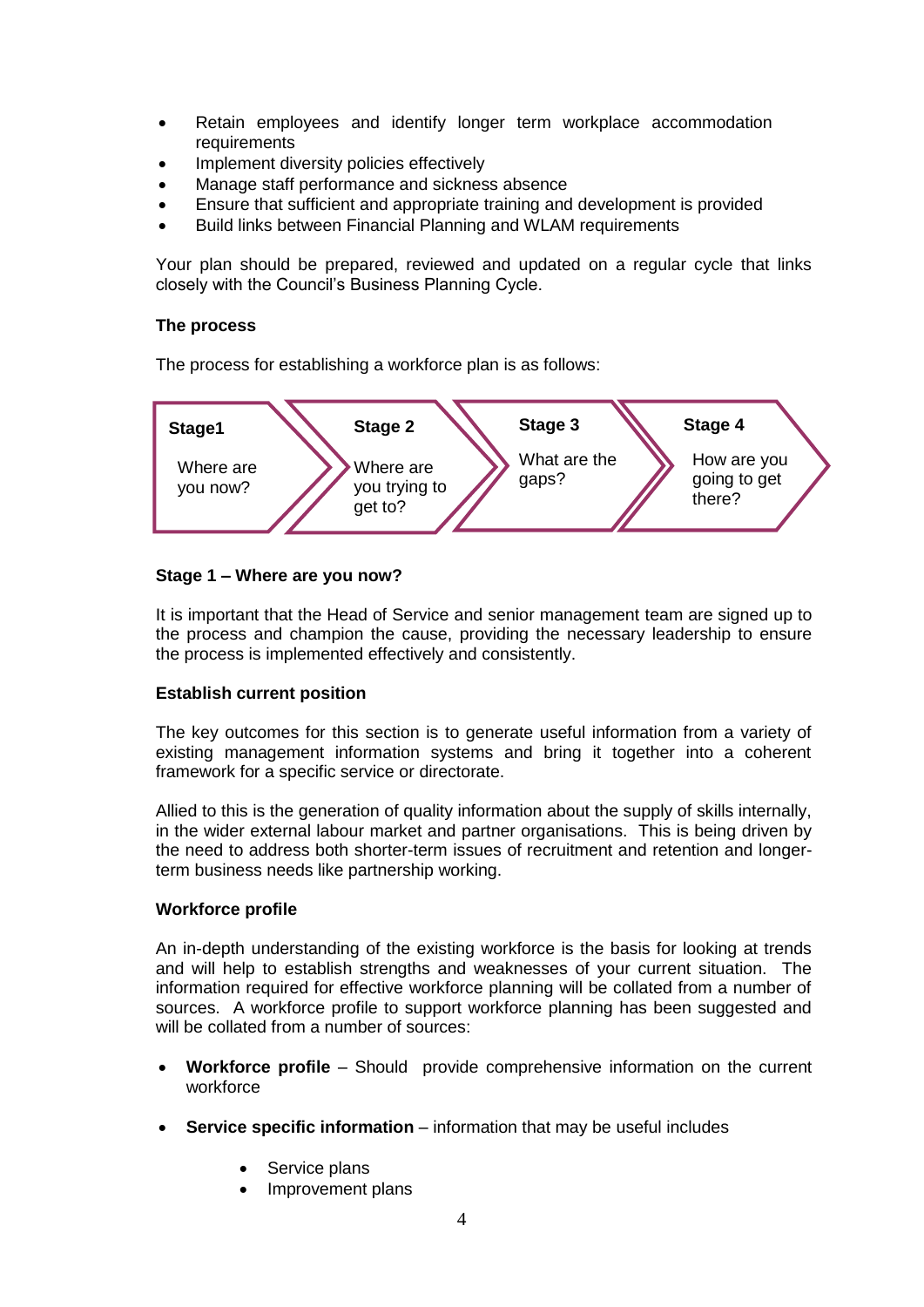- Retain employees and identify longer term workplace accommodation requirements
- Implement diversity policies effectively
- Manage staff performance and sickness absence
- Ensure that sufficient and appropriate training and development is provided
- Build links between Financial Planning and WLAM requirements

Your plan should be prepared, reviewed and updated on a regular cycle that links closely with the Council's Business Planning Cycle.

**The process**

The process for establishing a workforce plan is as follows:

| Stage1 | Stage 2 | Stage 3 | Stage 4 |
| --- | --- | --- | --- |
| Where are you now? | Where are you trying to get to? | What are the gaps? | How are you going to get there? |

**Stage 1 – Where are you now?**

It is important that the Head of Service and senior management team are signed up to the process and champion the cause, providing the necessary leadership to ensure the process is implemented effectively and consistently.

**Establish current position**

The key outcomes for this section is to generate useful information from a variety of existing management information systems and bring it together into a coherent framework for a specific service or directorate.

Allied to this is the generation of quality information about the supply of skills internally, in the wider external labour market and partner organisations. This is being driven by the need to address both shorter-term issues of recruitment and retention and longer-term business needs like partnership working.

**Workforce profile**

An in-depth understanding of the existing workforce is the basis for looking at trends and will help to establish strengths and weaknesses of your current situation. The information required for effective workforce planning will be collated from a number of sources. A workforce profile to support workforce planning has been suggested and will be collated from a number of sources:

- **Workforce profile** – Should provide comprehensive information on the current workforce

- **Service specific information** – information that may be useful includes

  - Service plans
  - Improvement plans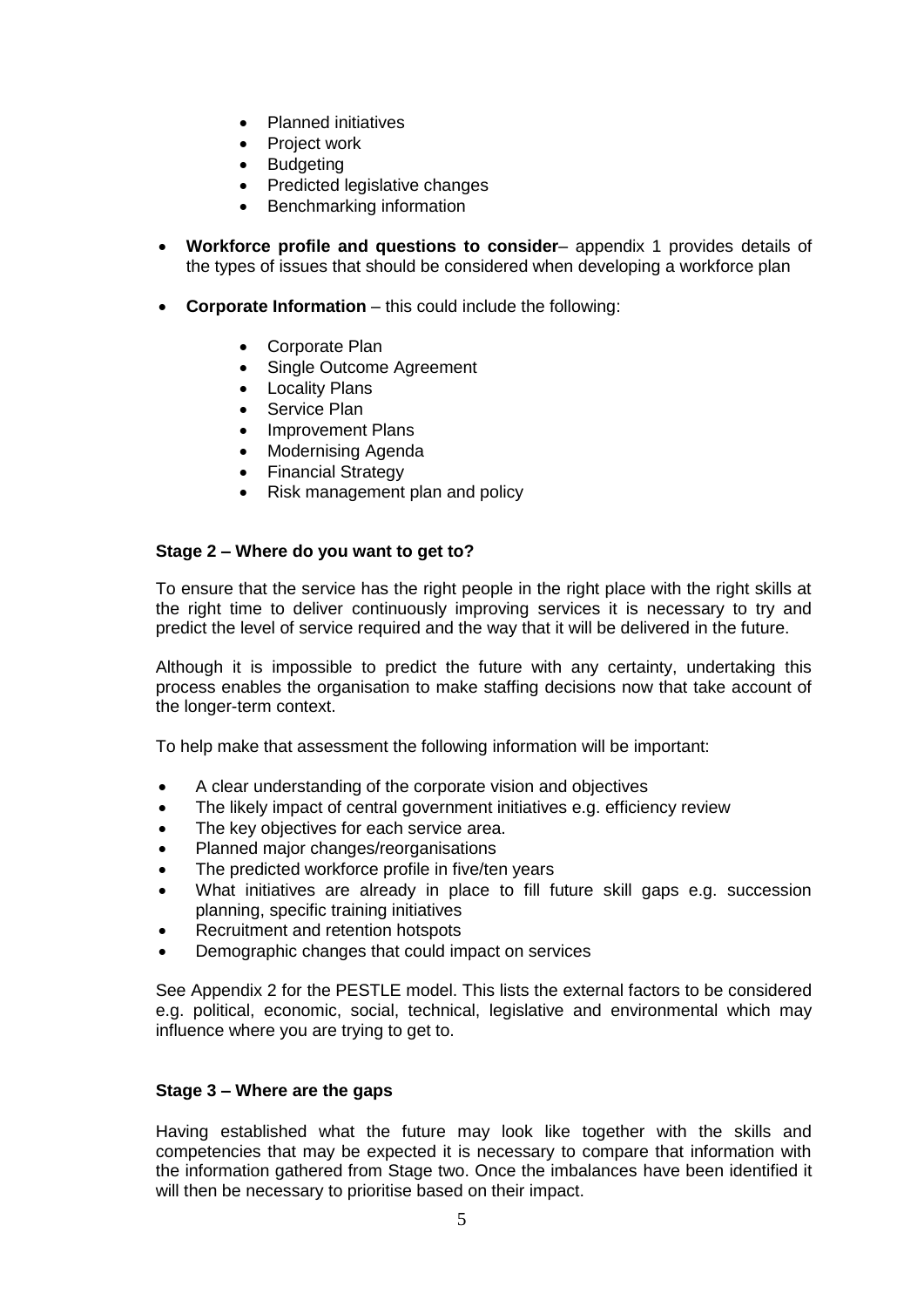- Planned initiatives
- Project work
- Budgeting
- Predicted legislative changes
- Benchmarking information

- **Workforce profile and questions to consider**– appendix 1 provides details of the types of issues that should be considered when developing a workforce plan

- **Corporate Information** – this could include the following:

  - Corporate Plan
  - Single Outcome Agreement
  - Locality Plans
  - Service Plan
  - Improvement Plans
  - Modernising Agenda
  - Financial Strategy
  - Risk management plan and policy

**Stage 2 – Where do you want to get to?**

To ensure that the service has the right people in the right place with the right skills at the right time to deliver continuously improving services it is necessary to try and predict the level of service required and the way that it will be delivered in the future.

Although it is impossible to predict the future with any certainty, undertaking this process enables the organisation to make staffing decisions now that take account of the longer-term context.

To help make that assessment the following information will be important:

- A clear understanding of the corporate vision and objectives
- The likely impact of central government initiatives e.g. efficiency review
- The key objectives for each service area.
- Planned major changes/reorganisations
- The predicted workforce profile in five/ten years
- What initiatives are already in place to fill future skill gaps e.g. succession planning, specific training initiatives
- Recruitment and retention hotspots
- Demographic changes that could impact on services

See Appendix 2 for the PESTLE model. This lists the external factors to be considered e.g. political, economic, social, technical, legislative and environmental which may influence where you are trying to get to.

**Stage 3 – Where are the gaps**

Having established what the future may look like together with the skills and competencies that may be expected it is necessary to compare that information with the information gathered from Stage two. Once the imbalances have been identified it will then be necessary to prioritise based on their impact.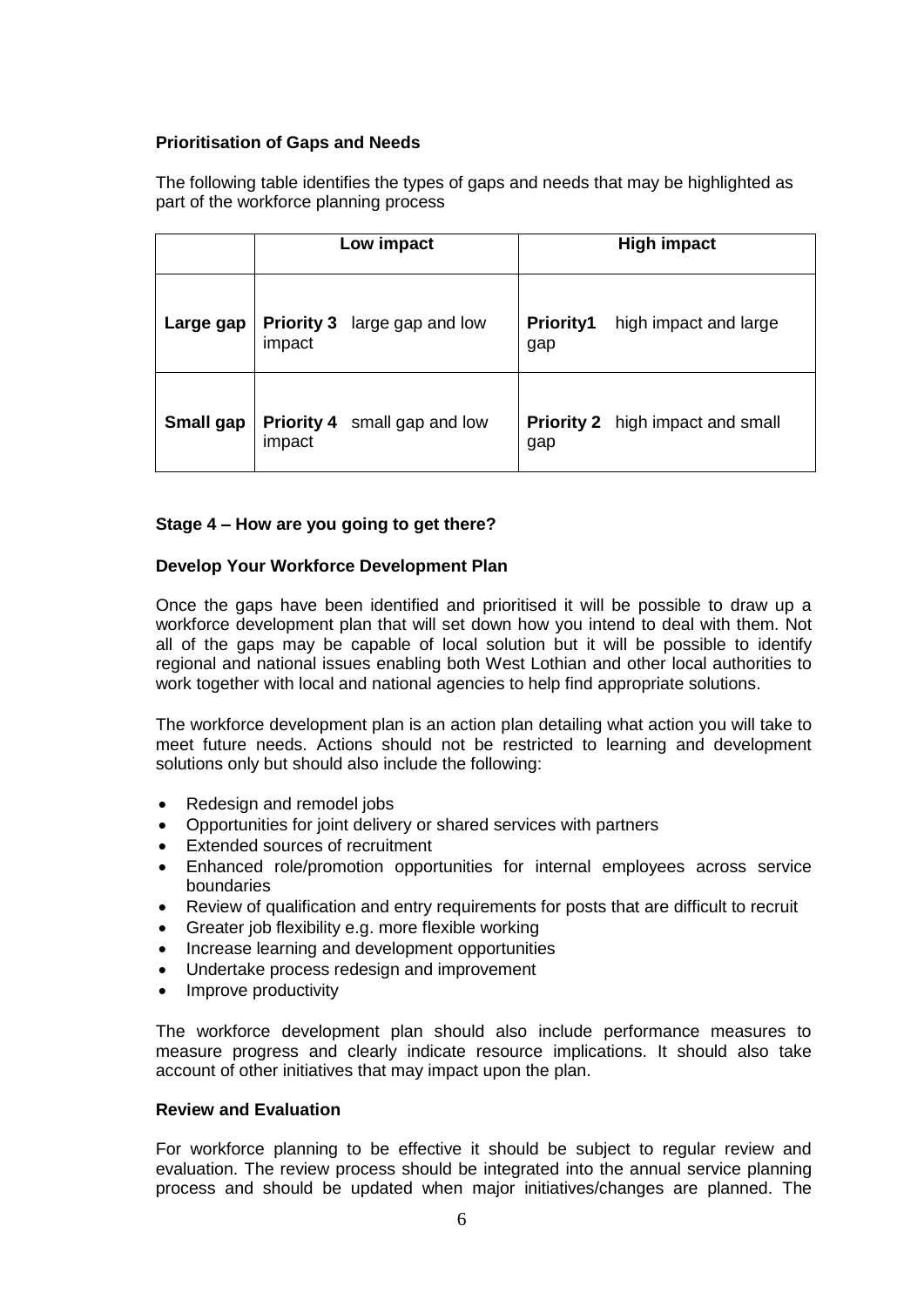**Prioritisation of Gaps and Needs**

The following table identifies the types of gaps and needs that may be highlighted as part of the workforce planning process

| | Low impact | High impact |
|---|---|---|
| **Large gap** | **Priority 3** large gap and low impact | **Priority1** high impact and large gap |
| **Small gap** | **Priority 4** small gap and low impact | **Priority 2** high impact and small gap |

**Stage 4 – How are you going to get there?**

**Develop Your Workforce Development Plan**

Once the gaps have been identified and prioritised it will be possible to draw up a workforce development plan that will set down how you intend to deal with them. Not all of the gaps may be capable of local solution but it will be possible to identify regional and national issues enabling both West Lothian and other local authorities to work together with local and national agencies to help find appropriate solutions.

The workforce development plan is an action plan detailing what action you will take to meet future needs. Actions should not be restricted to learning and development solutions only but should also include the following:

- Redesign and remodel jobs
- Opportunities for joint delivery or shared services with partners
- Extended sources of recruitment
- Enhanced role/promotion opportunities for internal employees across service boundaries
- Review of qualification and entry requirements for posts that are difficult to recruit
- Greater job flexibility e.g. more flexible working
- Increase learning and development opportunities
- Undertake process redesign and improvement
- Improve productivity

The workforce development plan should also include performance measures to measure progress and clearly indicate resource implications. It should also take account of other initiatives that may impact upon the plan.

**Review and Evaluation**

For workforce planning to be effective it should be subject to regular review and evaluation. The review process should be integrated into the annual service planning process and should be updated when major initiatives/changes are planned. The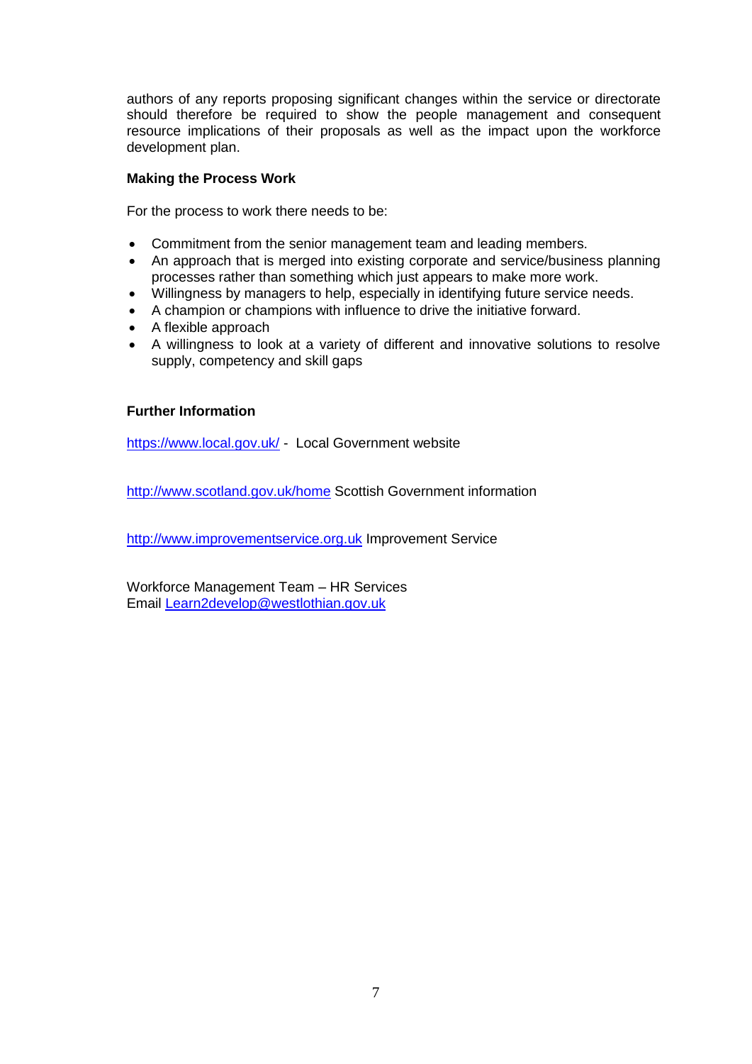authors of any reports proposing significant changes within the service or directorate should therefore be required to show the people management and consequent resource implications of their proposals as well as the impact upon the workforce development plan.

**Making the Process Work**

For the process to work there needs to be:

- Commitment from the senior management team and leading members.
- An approach that is merged into existing corporate and service/business planning processes rather than something which just appears to make more work.
- Willingness by managers to help, especially in identifying future service needs.
- A champion or champions with influence to drive the initiative forward.
- A flexible approach
- A willingness to look at a variety of different and innovative solutions to resolve supply, competency and skill gaps

**Further Information**

https://www.local.gov.uk/ - Local Government website

http://www.scotland.gov.uk/home Scottish Government information

http://www.improvementservice.org.uk Improvement Service

Workforce Management Team – HR Services
Email Learn2develop@westlothian.gov.uk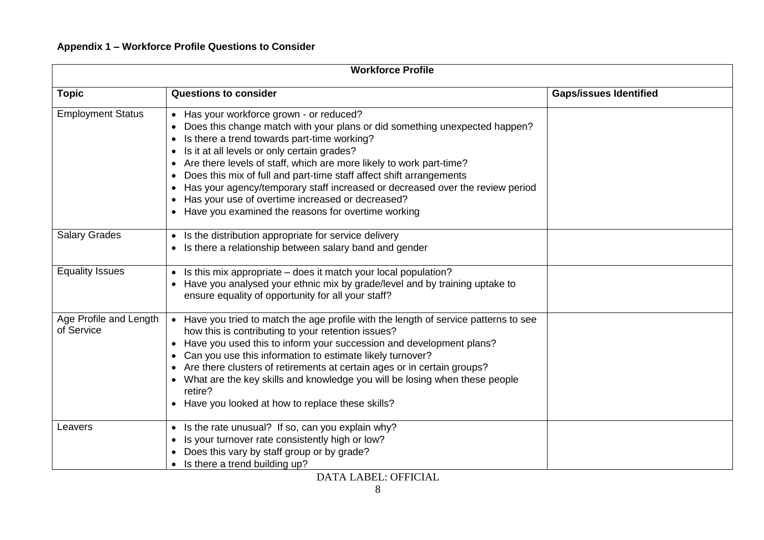**Appendix 1 – Workforce Profile Questions to Consider**

| Workforce Profile | | |
|---|---|---|
| **Topic** | **Questions to consider** | **Gaps/issues Identified** |
| Employment Status | • Has your workforce grown - or reduced?<br>• Does this change match with your plans or did something unexpected happen?<br>• Is there a trend towards part-time working?<br>• Is it at all levels or only certain grades?<br>• Are there levels of staff, which are more likely to work part-time?<br>• Does this mix of full and part-time staff affect shift arrangements<br>• Has your agency/temporary staff increased or decreased over the review period<br>• Has your use of overtime increased or decreased?<br>• Have you examined the reasons for overtime working | |
| Salary Grades | • Is the distribution appropriate for service delivery<br>• Is there a relationship between salary band and gender | |
| Equality Issues | • Is this mix appropriate – does it match your local population?<br>• Have you analysed your ethnic mix by grade/level and by training uptake to ensure equality of opportunity for all your staff? | |
| Age Profile and Length of Service | • Have you tried to match the age profile with the length of service patterns to see how this is contributing to your retention issues?<br>• Have you used this to inform your succession and development plans?<br>• Can you use this information to estimate likely turnover?<br>• Are there clusters of retirements at certain ages or in certain groups?<br>• What are the key skills and knowledge you will be losing when these people retire?<br>• Have you looked at how to replace these skills? | |
| Leavers | • Is the rate unusual? If so, can you explain why?<br>• Is your turnover rate consistently high or low?<br>• Does this vary by staff group or by grade?<br>• Is there a trend building up? | |

DATA LABEL: OFFICIAL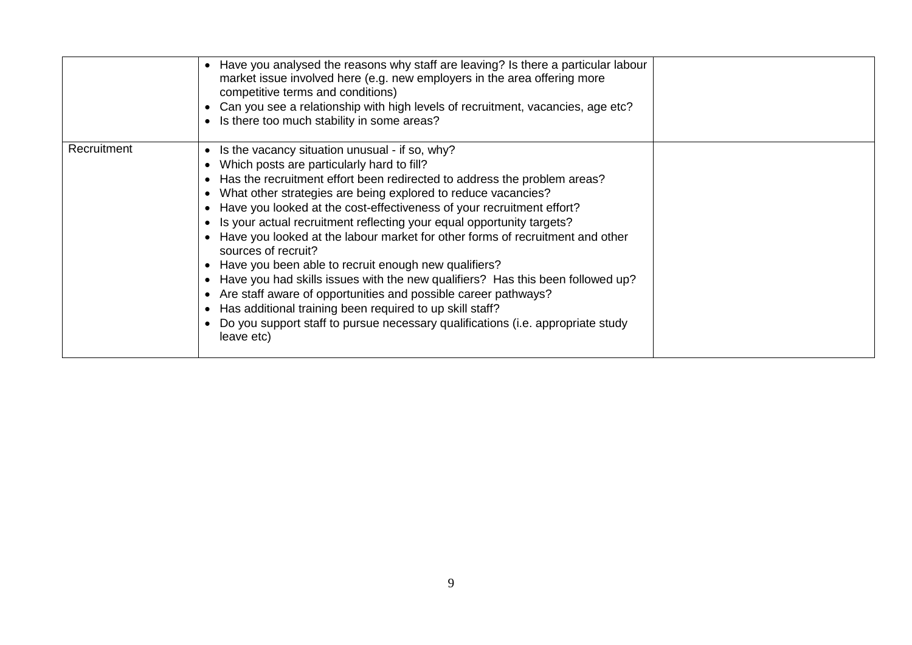|  |  |  |
| --- | --- | --- |
|  | • Have you analysed the reasons why staff are leaving? Is there a particular labour market issue involved here (e.g. new employers in the area offering more competitive terms and conditions)<br>• Can you see a relationship with high levels of recruitment, vacancies, age etc?<br>• Is there too much stability in some areas? |  |
| Recruitment | • Is the vacancy situation unusual - if so, why?<br>• Which posts are particularly hard to fill?<br>• Has the recruitment effort been redirected to address the problem areas?<br>• What other strategies are being explored to reduce vacancies?<br>• Have you looked at the cost-effectiveness of your recruitment effort?<br>• Is your actual recruitment reflecting your equal opportunity targets?<br>• Have you looked at the labour market for other forms of recruitment and other sources of recruit?<br>• Have you been able to recruit enough new qualifiers?<br>• Have you had skills issues with the new qualifiers? Has this been followed up?<br>• Are staff aware of opportunities and possible career pathways?<br>• Has additional training been required to up skill staff?<br>• Do you support staff to pursue necessary qualifications (i.e. appropriate study leave etc) |  |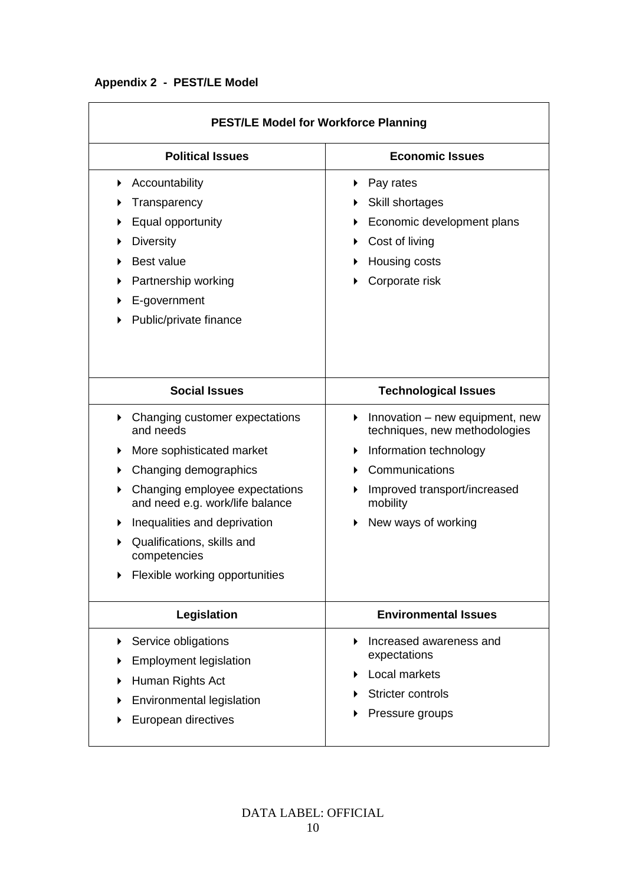**Appendix 2 - PEST/LE Model**

| PEST/LE Model for Workforce Planning | |
|---|---|
| **Political Issues** | **Economic Issues** |
| ▸ Accountability<br>▸ Transparency<br>▸ Equal opportunity<br>▸ Diversity<br>▸ Best value<br>▸ Partnership working<br>▸ E-government<br>▸ Public/private finance | ▸ Pay rates<br>▸ Skill shortages<br>▸ Economic development plans<br>▸ Cost of living<br>▸ Housing costs<br>▸ Corporate risk |
| **Social Issues** | **Technological Issues** |
| ▸ Changing customer expectations and needs<br>▸ More sophisticated market<br>▸ Changing demographics<br>▸ Changing employee expectations and need e.g. work/life balance<br>▸ Inequalities and deprivation<br>▸ Qualifications, skills and competencies<br>▸ Flexible working opportunities | ▸ Innovation – new equipment, new techniques, new methodologies<br>▸ Information technology<br>▸ Communications<br>▸ Improved transport/increased mobility<br>▸ New ways of working |
| **Legislation** | **Environmental Issues** |
| ▸ Service obligations<br>▸ Employment legislation<br>▸ Human Rights Act<br>▸ Environmental legislation<br>▸ European directives | ▸ Increased awareness and expectations<br>▸ Local markets<br>▸ Stricter controls<br>▸ Pressure groups |

DATA LABEL: OFFICIAL